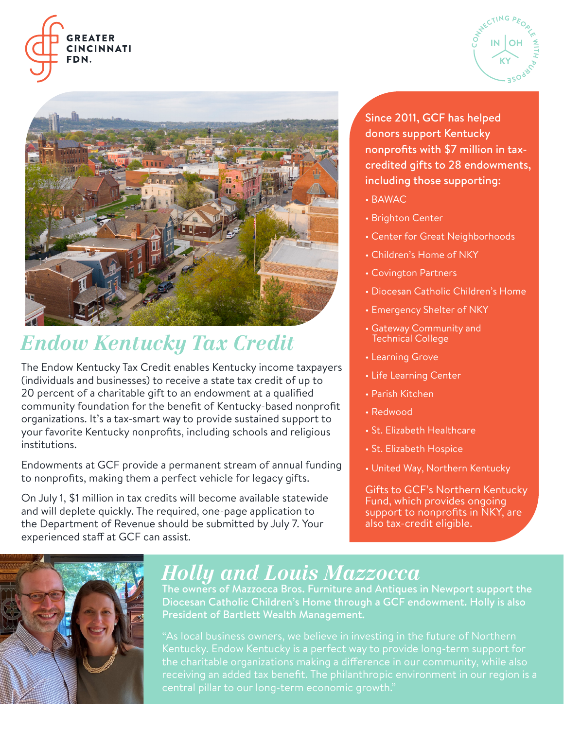GREATER CINCINNATI FDN.

CONNECTING PEOPLE WITH PURPOSE — IN | OH | KY

# Endow Kentucky Tax Credit

The Endow Kentucky Tax Credit enables Kentucky income taxpayers (individuals and businesses) to receive a state tax credit of up to 20 percent of a charitable gift to an endowment at a qualified community foundation for the benefit of Kentucky-based nonprofit organizations. It's a tax-smart way to provide sustained support to your favorite Kentucky nonprofits, including schools and religious institutions.

Endowments at GCF provide a permanent stream of annual funding to nonprofits, making them a perfect vehicle for legacy gifts.

On July 1, $1 million in tax credits will become available statewide and will deplete quickly. The required, one-page application to the Department of Revenue should be submitted by July 7. Your experienced staff at GCF can assist.

**Since 2011, GCF has helped donors support Kentucky nonprofits with $7 million in tax-credited gifts to 28 endowments, including those supporting:**

- BAWAC
- Brighton Center
- Center for Great Neighborhoods
- Children's Home of NKY
- Covington Partners
- Diocesan Catholic Children's Home
- Emergency Shelter of NKY
- Gateway Community and Technical College
- Learning Grove
- Life Learning Center
- Parish Kitchen
- Redwood
- St. Elizabeth Healthcare
- St. Elizabeth Hospice
- United Way, Northern Kentucky

Gifts to GCF's Northern Kentucky Fund, which provides ongoing support to nonprofits in NKY, are also tax-credit eligible.

## Holly and Louis Mazzocca

**The owners of Mazzocca Bros. Furniture and Antiques in Newport support the Diocesan Catholic Children's Home through a GCF endowment. Holly is also President of Bartlett Wealth Management.**

"As local business owners, we believe in investing in the future of Northern Kentucky. Endow Kentucky is a perfect way to provide long-term support for the charitable organizations making a difference in our community, while also receiving an added tax benefit. The philanthropic environment in our region is a central pillar to our long-term economic growth."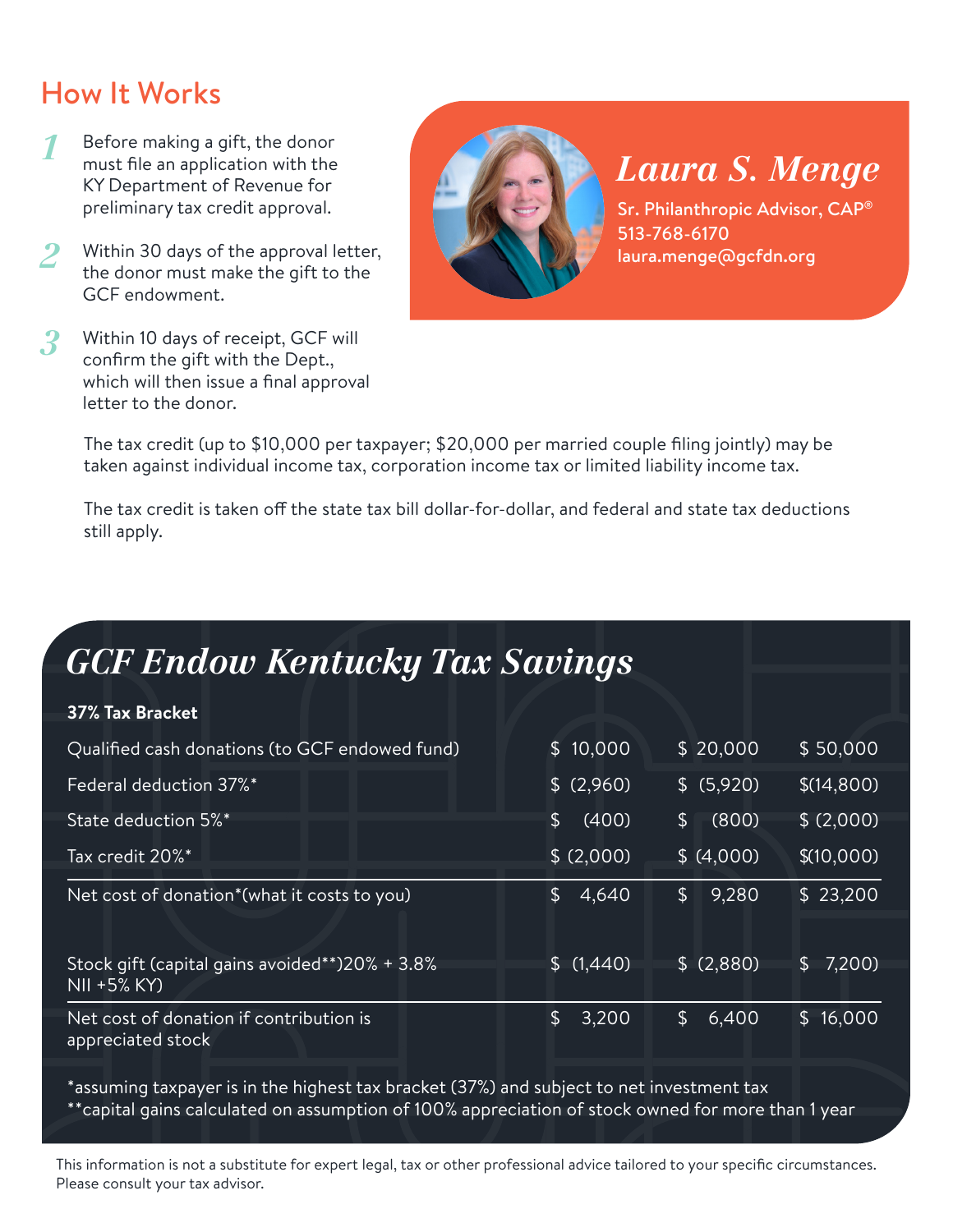## How It Works

1. Before making a gift, the donor must file an application with the KY Department of Revenue for preliminary tax credit approval.
2. Within 30 days of the approval letter, the donor must make the gift to the GCF endowment.
3. Within 10 days of receipt, GCF will confirm the gift with the Dept., which will then issue a final approval letter to the donor.

***Laura S. Menge***
Sr. Philanthropic Advisor, CAP®
513-768-6170
laura.menge@gcfdn.org

The tax credit (up to $10,000 per taxpayer; $20,000 per married couple filing jointly) may be taken against individual income tax, corporation income tax or limited liability income tax.

The tax credit is taken off the state tax bill dollar-for-dollar, and federal and state tax deductions still apply.

## *GCF Endow Kentucky Tax Savings*

**37% Tax Bracket**

| | | | |
|---|---|---|---|
| Qualified cash donations (to GCF endowed fund) | $ 10,000 | $ 20,000 | $ 50,000 |
| Federal deduction 37%* | $ (2,960) | $ (5,920) | $(14,800) |
| State deduction 5%* | $ (400) | $ (800) | $ (2,000) |
| Tax credit 20%* | $ (2,000) | $ (4,000) | $(10,000) |
| Net cost of donation*(what it costs to you) | $ 4,640 | $ 9,280 | $ 23,200 |
| Stock gift (capital gains avoided**)20% + 3.8% NII +5% KY) | $ (1,440) | $ (2,880) | $ 7,200) |
| Net cost of donation if contribution is appreciated stock | $ 3,200 | $ 6,400 | $ 16,000 |

*assuming taxpayer is in the highest tax bracket (37%) and subject to net investment tax
**capital gains calculated on assumption of 100% appreciation of stock owned for more than 1 year

This information is not a substitute for expert legal, tax or other professional advice tailored to your specific circumstances. Please consult your tax advisor.